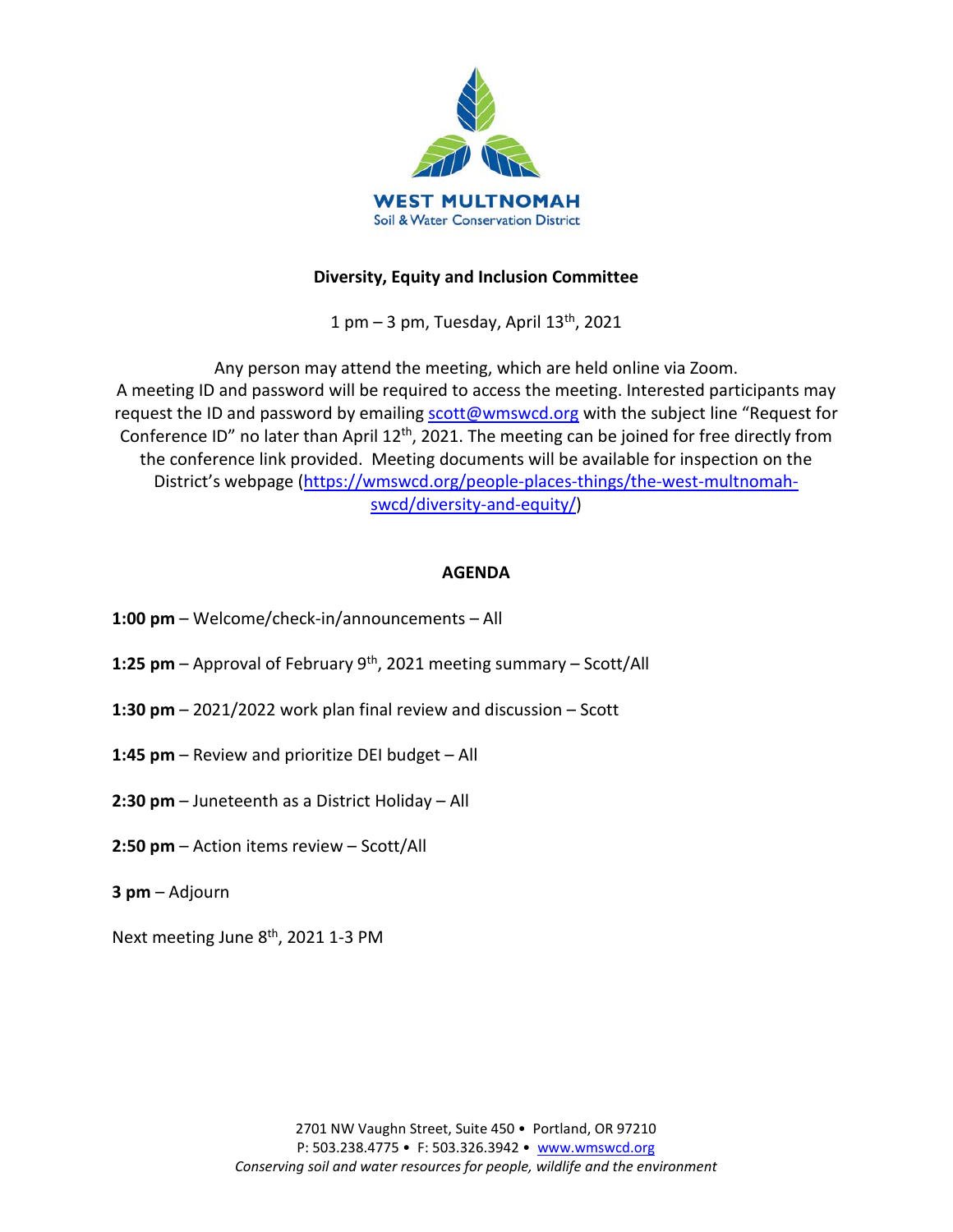WEST MULTNOMAH
Soil & Water Conservation District

**Diversity, Equity and Inclusion Committee**

1 pm – 3 pm, Tuesday, April 13th, 2021

Any person may attend the meeting, which are held online via Zoom.
A meeting ID and password will be required to access the meeting. Interested participants may request the ID and password by emailing scott@wmswcd.org with the subject line "Request for Conference ID" no later than April 12th, 2021. The meeting can be joined for free directly from the conference link provided. Meeting documents will be available for inspection on the District's webpage (https://wmswcd.org/people-places-things/the-west-multnomah-swcd/diversity-and-equity/)

**AGENDA**

**1:00 pm** – Welcome/check-in/announcements – All

**1:25 pm** – Approval of February 9th, 2021 meeting summary – Scott/All

**1:30 pm** – 2021/2022 work plan final review and discussion – Scott

**1:45 pm** – Review and prioritize DEI budget – All

**2:30 pm** – Juneteenth as a District Holiday – All

**2:50 pm** – Action items review – Scott/All

**3 pm** – Adjourn

Next meeting June 8th, 2021 1-3 PM

2701 NW Vaughn Street, Suite 450 • Portland, OR 97210
P: 503.238.4775 • F: 503.326.3942 • www.wmswcd.org
*Conserving soil and water resources for people, wildlife and the environment*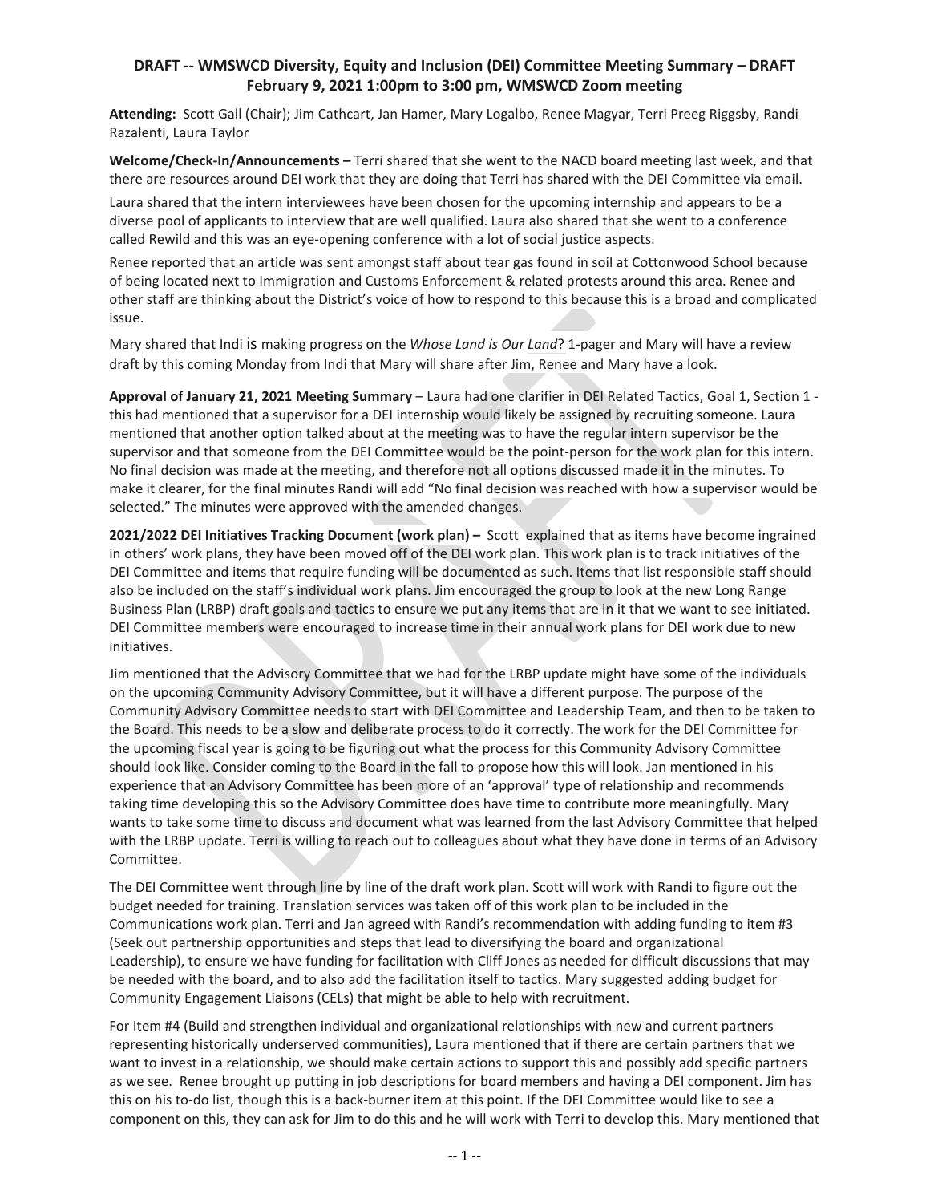**DRAFT -- WMSWCD Diversity, Equity and Inclusion (DEI) Committee Meeting Summary – DRAFT**
**February 9, 2021 1:00pm to 3:00 pm, WMSWCD Zoom meeting**

**Attending:** Scott Gall (Chair); Jim Cathcart, Jan Hamer, Mary Logalbo, Renee Magyar, Terri Preeg Riggsby, Randi Razalenti, Laura Taylor

**Welcome/Check-In/Announcements –** Terri shared that she went to the NACD board meeting last week, and that there are resources around DEI work that they are doing that Terri has shared with the DEI Committee via email.

Laura shared that the intern interviewees have been chosen for the upcoming internship and appears to be a diverse pool of applicants to interview that are well qualified. Laura also shared that she went to a conference called Rewild and this was an eye-opening conference with a lot of social justice aspects.

Renee reported that an article was sent amongst staff about tear gas found in soil at Cottonwood School because of being located next to Immigration and Customs Enforcement & related protests around this area. Renee and other staff are thinking about the District's voice of how to respond to this because this is a broad and complicated issue.

Mary shared that Indi is making progress on the *Whose Land is Our Land*? 1-pager and Mary will have a review draft by this coming Monday from Indi that Mary will share after Jim, Renee and Mary have a look.

**Approval of January 21, 2021 Meeting Summary** – Laura had one clarifier in DEI Related Tactics, Goal 1, Section 1 - this had mentioned that a supervisor for a DEI internship would likely be assigned by recruiting someone. Laura mentioned that another option talked about at the meeting was to have the regular intern supervisor be the supervisor and that someone from the DEI Committee would be the point-person for the work plan for this intern. No final decision was made at the meeting, and therefore not all options discussed made it in the minutes. To make it clearer, for the final minutes Randi will add "No final decision was reached with how a supervisor would be selected." The minutes were approved with the amended changes.

**2021/2022 DEI Initiatives Tracking Document (work plan) –** Scott explained that as items have become ingrained in others' work plans, they have been moved off of the DEI work plan. This work plan is to track initiatives of the DEI Committee and items that require funding will be documented as such. Items that list responsible staff should also be included on the staff's individual work plans. Jim encouraged the group to look at the new Long Range Business Plan (LRBP) draft goals and tactics to ensure we put any items that are in it that we want to see initiated. DEI Committee members were encouraged to increase time in their annual work plans for DEI work due to new initiatives.

Jim mentioned that the Advisory Committee that we had for the LRBP update might have some of the individuals on the upcoming Community Advisory Committee, but it will have a different purpose. The purpose of the Community Advisory Committee needs to start with DEI Committee and Leadership Team, and then to be taken to the Board. This needs to be a slow and deliberate process to do it correctly. The work for the DEI Committee for the upcoming fiscal year is going to be figuring out what the process for this Community Advisory Committee should look like. Consider coming to the Board in the fall to propose how this will look. Jan mentioned in his experience that an Advisory Committee has been more of an 'approval' type of relationship and recommends taking time developing this so the Advisory Committee does have time to contribute more meaningfully. Mary wants to take some time to discuss and document what was learned from the last Advisory Committee that helped with the LRBP update. Terri is willing to reach out to colleagues about what they have done in terms of an Advisory Committee.

The DEI Committee went through line by line of the draft work plan. Scott will work with Randi to figure out the budget needed for training. Translation services was taken off of this work plan to be included in the Communications work plan. Terri and Jan agreed with Randi's recommendation with adding funding to item #3 (Seek out partnership opportunities and steps that lead to diversifying the board and organizational Leadership), to ensure we have funding for facilitation with Cliff Jones as needed for difficult discussions that may be needed with the board, and to also add the facilitation itself to tactics. Mary suggested adding budget for Community Engagement Liaisons (CELs) that might be able to help with recruitment.

For Item #4 (Build and strengthen individual and organizational relationships with new and current partners representing historically underserved communities), Laura mentioned that if there are certain partners that we want to invest in a relationship, we should make certain actions to support this and possibly add specific partners as we see. Renee brought up putting in job descriptions for board members and having a DEI component. Jim has this on his to-do list, though this is a back-burner item at this point. If the DEI Committee would like to see a component on this, they can ask for Jim to do this and he will work with Terri to develop this. Mary mentioned that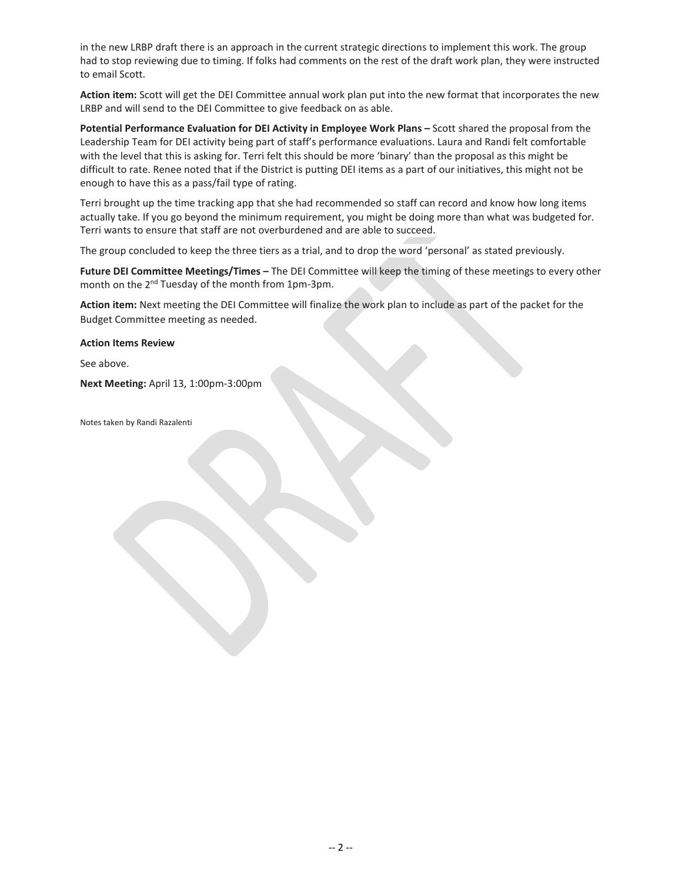in the new LRBP draft there is an approach in the current strategic directions to implement this work. The group had to stop reviewing due to timing. If folks had comments on the rest of the draft work plan, they were instructed to email Scott.

**Action item:** Scott will get the DEI Committee annual work plan put into the new format that incorporates the new LRBP and will send to the DEI Committee to give feedback on as able.

**Potential Performance Evaluation for DEI Activity in Employee Work Plans –** Scott shared the proposal from the Leadership Team for DEI activity being part of staff's performance evaluations. Laura and Randi felt comfortable with the level that this is asking for. Terri felt this should be more 'binary' than the proposal as this might be difficult to rate. Renee noted that if the District is putting DEI items as a part of our initiatives, this might not be enough to have this as a pass/fail type of rating.

Terri brought up the time tracking app that she had recommended so staff can record and know how long items actually take. If you go beyond the minimum requirement, you might be doing more than what was budgeted for. Terri wants to ensure that staff are not overburdened and are able to succeed.

The group concluded to keep the three tiers as a trial, and to drop the word 'personal' as stated previously.

**Future DEI Committee Meetings/Times –** The DEI Committee will keep the timing of these meetings to every other month on the 2nd Tuesday of the month from 1pm-3pm.

**Action item:** Next meeting the DEI Committee will finalize the work plan to include as part of the packet for the Budget Committee meeting as needed.

**Action Items Review**

See above.

**Next Meeting:** April 13, 1:00pm-3:00pm

Notes taken by Randi Razalenti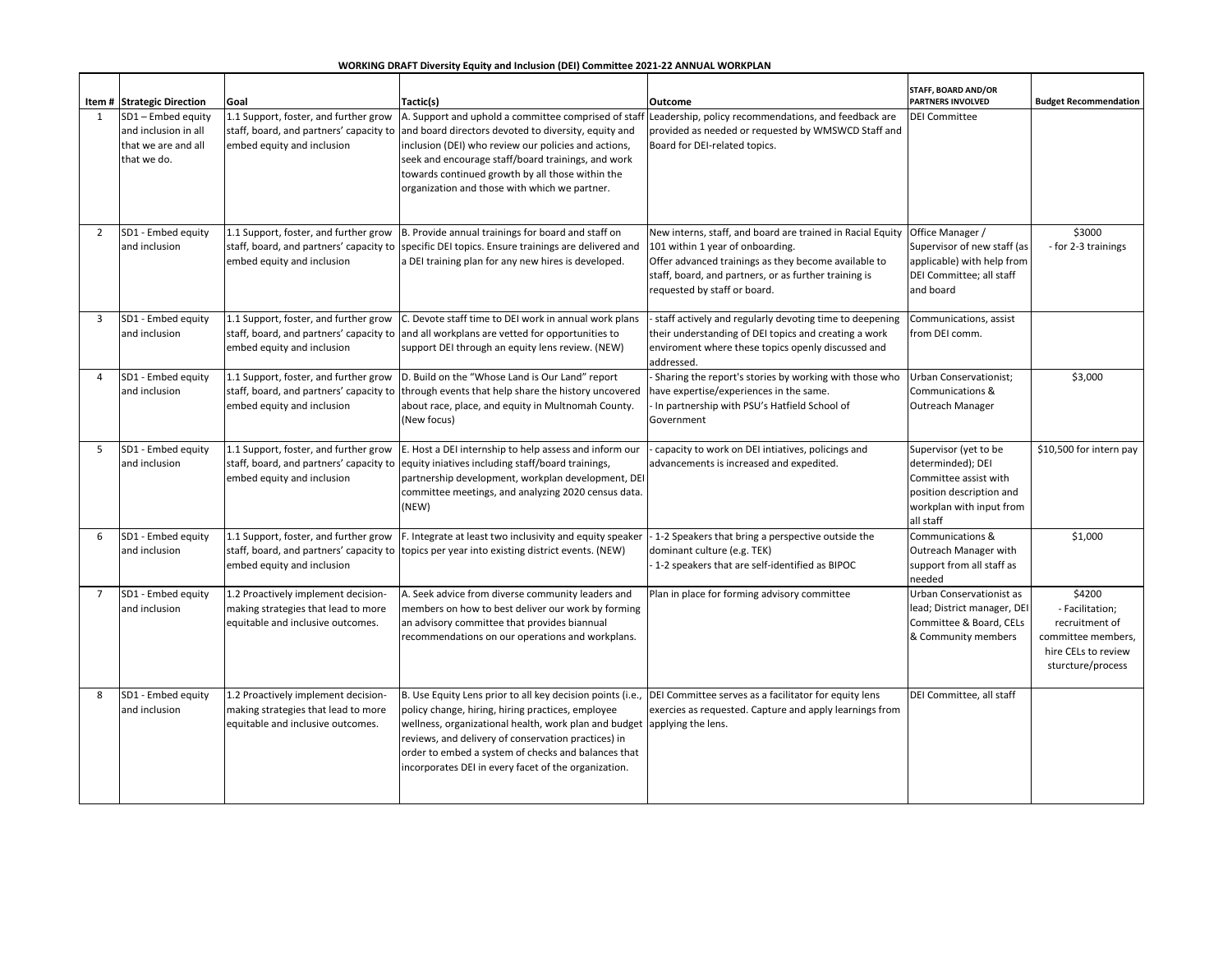**WORKING DRAFT Diversity Equity and Inclusion (DEI) Committee 2021-22 ANNUAL WORKPLAN**

| Item # | Strategic Direction | Goal | Tactic(s) | Outcome | STAFF, BOARD AND/OR PARTNERS INVOLVED | Budget Recommendation |
|---|---|---|---|---|---|---|
| 1 | SD1 – Embed equity and inclusion in all that we are and all that we do. | 1.1 Support, foster, and further grow staff, board, and partners' capacity to embed equity and inclusion | A. Support and uphold a committee comprised of staff and board directors devoted to diversity, equity and inclusion (DEI) who review our policies and actions, seek and encourage staff/board trainings, and work towards continued growth by all those within the organization and those with which we partner. | Leadership, policy recommendations, and feedback are provided as needed or requested by WMSWCD Staff and Board for DEI-related topics. | DEI Committee | |
| 2 | SD1 - Embed equity and inclusion | 1.1 Support, foster, and further grow staff, board, and partners' capacity to embed equity and inclusion | B. Provide annual trainings for board and staff on specific DEI topics. Ensure trainings are delivered and a DEI training plan for any new hires is developed. | New interns, staff, and board are trained in Racial Equity 101 within 1 year of onboarding.<br>Offer advanced trainings as they become available to staff, board, and partners, or as further training is requested by staff or board. | Office Manager / Supervisor of new staff (as applicable) with help from DEI Committee; all staff and board | \$3000<br>- for 2-3 trainings |
| 3 | SD1 - Embed equity and inclusion | 1.1 Support, foster, and further grow staff, board, and partners' capacity to embed equity and inclusion | C. Devote staff time to DEI work in annual work plans and all workplans are vetted for opportunities to support DEI through an equity lens review. (NEW) | - staff actively and regularly devoting time to deepening their understanding of DEI topics and creating a work enviroment where these topics openly discussed and addressed. | Communications, assist from DEI comm. | |
| 4 | SD1 - Embed equity and inclusion | 1.1 Support, foster, and further grow staff, board, and partners' capacity to embed equity and inclusion | D. Build on the "Whose Land is Our Land" report through events that help share the history uncovered about race, place, and equity in Multnomah County. (New focus) | - Sharing the report's stories by working with those who have expertise/experiences in the same.<br>- In partnership with PSU's Hatfield School of Government | Urban Conservationist; Communications & Outreach Manager | \$3,000 |
| 5 | SD1 - Embed equity and inclusion | 1.1 Support, foster, and further grow staff, board, and partners' capacity to embed equity and inclusion | E. Host a DEI internship to help assess and inform our equity iniatives including staff/board trainings, partnership development, workplan development, DEI committee meetings, and analyzing 2020 census data. (NEW) | - capacity to work on DEI intiatives, policings and advancements is increased and expedited. | Supervisor (yet to be determinded); DEI Committee assist with position description and workplan with input from all staff | \$10,500 for intern pay |
| 6 | SD1 - Embed equity and inclusion | 1.1 Support, foster, and further grow staff, board, and partners' capacity to embed equity and inclusion | F. Integrate at least two inclusivity and equity speaker topics per year into existing district events. (NEW) | - 1-2 Speakers that bring a perspective outside the dominant culture (e.g. TEK)<br>- 1-2 speakers that are self-identified as BIPOC | Communications & Outreach Manager with support from all staff as needed | \$1,000 |
| 7 | SD1 - Embed equity and inclusion | 1.2 Proactively implement decision-making strategies that lead to more equitable and inclusive outcomes. | A. Seek advice from diverse community leaders and members on how to best deliver our work by forming an advisory committee that provides biannual recommendations on our operations and workplans. | Plan in place for forming advisory committee | Urban Conservationist as lead; District manager, DEI Committee & Board, CELs & Community members | \$4200<br>- Facilitation; recruitment of committee members, hire CELs to review sturcture/process |
| 8 | SD1 - Embed equity and inclusion | 1.2 Proactively implement decision-making strategies that lead to more equitable and inclusive outcomes. | B. Use Equity Lens prior to all key decision points (i.e., policy change, hiring, hiring practices, employee wellness, organizational health, work plan and budget reviews, and delivery of conservation practices) in order to embed a system of checks and balances that incorporates DEI in every facet of the organization. | DEI Committee serves as a facilitator for equity lens exercies as requested. Capture and apply learnings from applying the lens. | DEI Committee, all staff | |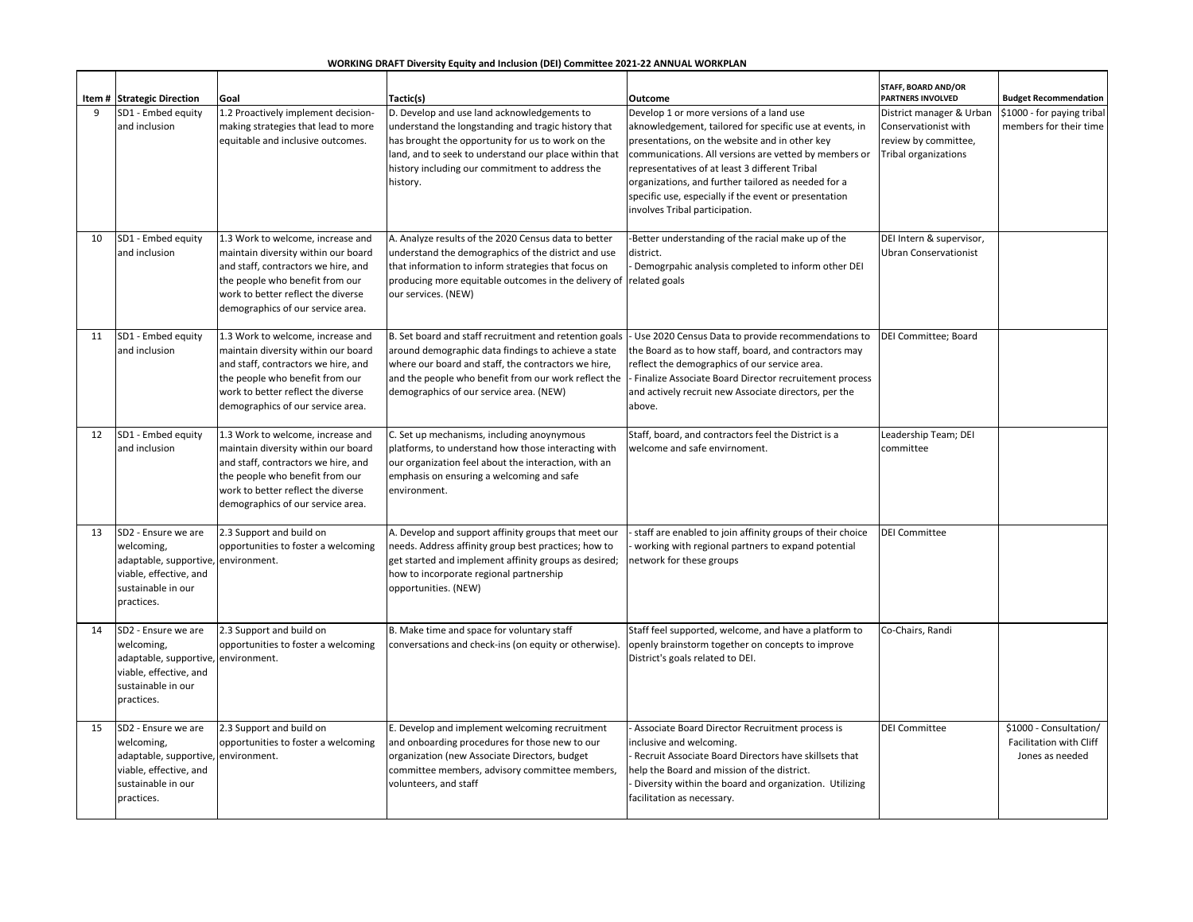**WORKING DRAFT Diversity Equity and Inclusion (DEI) Committee 2021-22 ANNUAL WORKPLAN**

| Item # | Strategic Direction | Goal | Tactic(s) | Outcome | STAFF, BOARD AND/OR PARTNERS INVOLVED | Budget Recommendation |
|---|---|---|---|---|---|---|
| 9 | SD1 - Embed equity and inclusion | 1.2 Proactively implement decision-making strategies that lead to more equitable and inclusive outcomes. | D. Develop and use land acknowledgements to understand the longstanding and tragic history that has brought the opportunity for us to work on the land, and to seek to understand our place within that history including our commitment to address the history. | Develop 1 or more versions of a land use aknowledgement, tailored for specific use at events, in presentations, on the website and in other key communications. All versions are vetted by members or representatives of at least 3 different Tribal organizations, and further tailored as needed for a specific use, especially if the event or presentation involves Tribal participation. | District manager & Urban Conservationist with review by committee, Tribal organizations | $1000 - for paying tribal members for their time |
| 10 | SD1 - Embed equity and inclusion | 1.3 Work to welcome, increase and maintain diversity within our board and staff, contractors we hire, and the people who benefit from our work to better reflect the diverse demographics of our service area. | A. Analyze results of the 2020 Census data to better understand the demographics of the district and use that information to inform strategies that focus on producing more equitable outcomes in the delivery of our services. (NEW) | -Better understanding of the racial make up of the district.<br>- Demogrpahic analysis completed to inform other DEI related goals | DEI Intern & supervisor, Ubran Conservationist | |
| 11 | SD1 - Embed equity and inclusion | 1.3 Work to welcome, increase and maintain diversity within our board and staff, contractors we hire, and the people who benefit from our work to better reflect the diverse demographics of our service area. | B. Set board and staff recruitment and retention goals around demographic data findings to achieve a state where our board and staff, the contractors we hire, and the people who benefit from our work reflect the demographics of our service area. (NEW) | - Use 2020 Census Data to provide recommendations to the Board as to how staff, board, and contractors may reflect the demographics of our service area.<br>- Finalize Associate Board Director recruitement process and actively recruit new Associate directors, per the above. | DEI Committee; Board | |
| 12 | SD1 - Embed equity and inclusion | 1.3 Work to welcome, increase and maintain diversity within our board and staff, contractors we hire, and the people who benefit from our work to better reflect the diverse demographics of our service area. | C. Set up mechanisms, including anoynymous platforms, to understand how those interacting with our organization feel about the interaction, with an emphasis on ensuring a welcoming and safe environment. | Staff, board, and contractors feel the District is a welcome and safe envirnoment. | Leadership Team; DEI committee | |
| 13 | SD2 - Ensure we are welcoming, adaptable, supportive, viable, effective, and sustainable in our practices. | 2.3 Support and build on opportunities to foster a welcoming environment. | A. Develop and support affinity groups that meet our needs. Address affinity group best practices; how to get started and implement affinity groups as desired; how to incorporate regional partnership opportunities. (NEW) | - staff are enabled to join affinity groups of their choice<br>- working with regional partners to expand potential network for these groups | DEI Committee | |
| 14 | SD2 - Ensure we are welcoming, adaptable, supportive, viable, effective, and sustainable in our practices. | 2.3 Support and build on opportunities to foster a welcoming environment. | B. Make time and space for voluntary staff conversations and check-ins (on equity or otherwise). | Staff feel supported, welcome, and have a platform to openly brainstorm together on concepts to improve District's goals related to DEI. | Co-Chairs, Randi | |
| 15 | SD2 - Ensure we are welcoming, adaptable, supportive, viable, effective, and sustainable in our practices. | 2.3 Support and build on opportunities to foster a welcoming environment. | E. Develop and implement welcoming recruitment and onboarding procedures for those new to our organization (new Associate Directors, budget committee members, advisory committee members, volunteers, and staff | - Associate Board Director Recruitment process is inclusive and welcoming.<br>- Recruit Associate Board Directors have skillsets that help the Board and mission of the district.<br>- Diversity within the board and organization. Utilizing facilitation as necessary. | DEI Committee | $1000 - Consultation/ Facilitation with Cliff Jones as needed |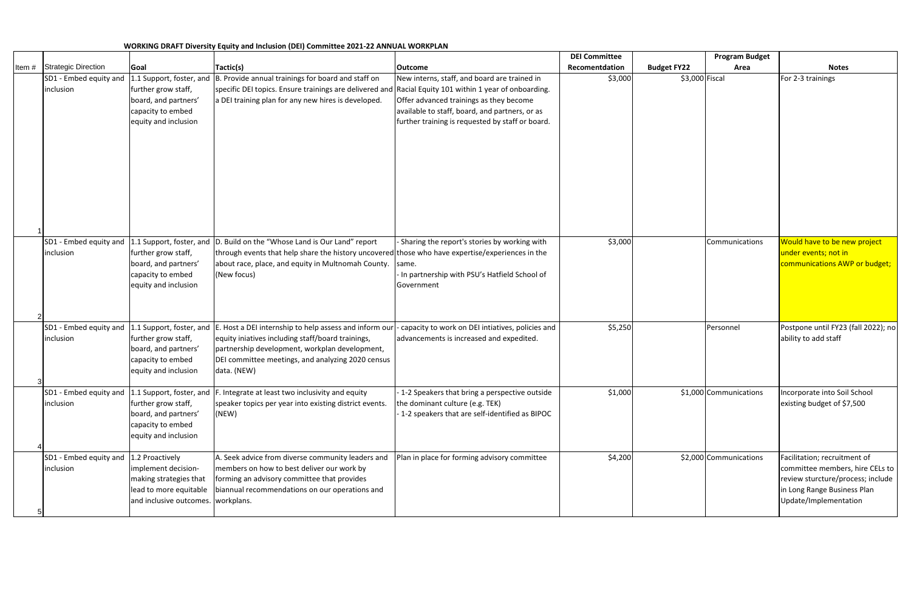**WORKING DRAFT Diversity Equity and Inclusion (DEI) Committee 2021-22 ANNUAL WORKPLAN**

| Item # | Strategic Direction | Goal | Tactic(s) | Outcome | DEI Committee Recomentdation | Budget FY22 | Program Budget Area | Notes |
|---|---|---|---|---|---|---|---|---|
| 1 | SD1 - Embed equity and inclusion | 1.1 Support, foster, and further grow staff, board, and partners' capacity to embed equity and inclusion | B. Provide annual trainings for board and staff on specific DEI topics. Ensure trainings are delivered and a DEI training plan for any new hires is developed. | New interns, staff, and board are trained in Racial Equity 101 within 1 year of onboarding. Offer advanced trainings as they become available to staff, board, and partners, or as further training is requested by staff or board. | $3,000 | $3,000 | Fiscal | For 2-3 trainings |
| 2 | SD1 - Embed equity and inclusion | 1.1 Support, foster, and further grow staff, board, and partners' capacity to embed equity and inclusion | D. Build on the "Whose Land is Our Land" report through events that help share the history uncovered about race, place, and equity in Multnomah County. (New focus) | - Sharing the report's stories by working with those who have expertise/experiences in the same.<br>- In partnership with PSU's Hatfield School of Government | $3,000 | | Communications | Would have to be new project under events; not in communications AWP or budget; |
| 3 | SD1 - Embed equity and inclusion | 1.1 Support, foster, and further grow staff, board, and partners' capacity to embed equity and inclusion | E. Host a DEI internship to help assess and inform our equity iniatives including staff/board trainings, partnership development, workplan development, DEI committee meetings, and analyzing 2020 census data. (NEW) | - capacity to work on DEI intiatives, policies and advancements is increased and expedited. | $5,250 | | Personnel | Postpone until FY23 (fall 2022); no ability to add staff |
| 4 | SD1 - Embed equity and inclusion | 1.1 Support, foster, and further grow staff, board, and partners' capacity to embed equity and inclusion | F. Integrate at least two inclusivity and equity speaker topics per year into existing district events. (NEW) | - 1-2 Speakers that bring a perspective outside the dominant culture (e.g. TEK)<br>- 1-2 speakers that are self-identified as BIPOC | $1,000 | $1,000 | Communications | Incorporate into Soil School existing budget of $7,500 |
| 5 | SD1 - Embed equity and inclusion | 1.2 Proactively implement decision-making strategies that lead to more equitable and inclusive outcomes. | A. Seek advice from diverse community leaders and members on how to best deliver our work by forming an advisory committee that provides biannual recommendations on our operations and workplans. | Plan in place for forming advisory committee | $4,200 | $2,000 | Communications | Facilitation; recruitment of committee members, hire CELs to review sturcture/process; include in Long Range Business Plan Update/Implementation |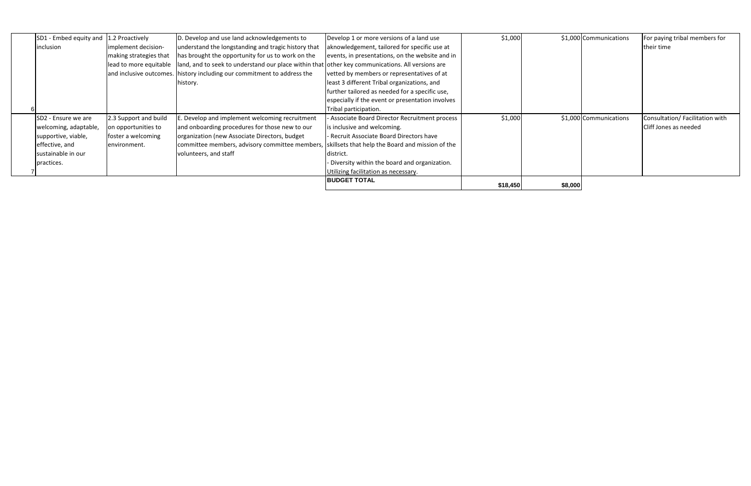| | | | | | | | | |
|---|---|---|---|---|---|---|---|---|
| 6 | SD1 - Embed equity and inclusion | 1.2 Proactively implement decision-making strategies that lead to more equitable and inclusive outcomes. | D. Develop and use land acknowledgements to understand the longstanding and tragic history that has brought the opportunity for us to work on the land, and to seek to understand our place within that history including our commitment to address the history. | Develop 1 or more versions of a land use aknowledgement, tailored for specific use at events, in presentations, on the website and in other key communications. All versions are vetted by members or representatives of at least 3 different Tribal organizations, and further tailored as needed for a specific use, especially if the event or presentation involves Tribal participation. | $1,000 | $1,000 | Communications | For paying tribal members for their time |
| 7 | SD2 - Ensure we are welcoming, adaptable, supportive, viable, effective, and sustainable in our practices. | 2.3 Support and build on opportunities to foster a welcoming environment. | E. Develop and implement welcoming recruitment and onboarding procedures for those new to our organization (new Associate Directors, budget committee members, advisory committee members, volunteers, and staff | - Associate Board Director Recruitment process is inclusive and welcoming.<br>- Recruit Associate Board Directors have skillsets that help the Board and mission of the district.<br>- Diversity within the board and organization. Utilizing facilitation as necessary. | $1,000 | $1,000 | Communications | Consultation/ Facilitation with Cliff Jones as needed |
| | | | | **BUDGET TOTAL** | **$18,450** | **$8,000** | | |